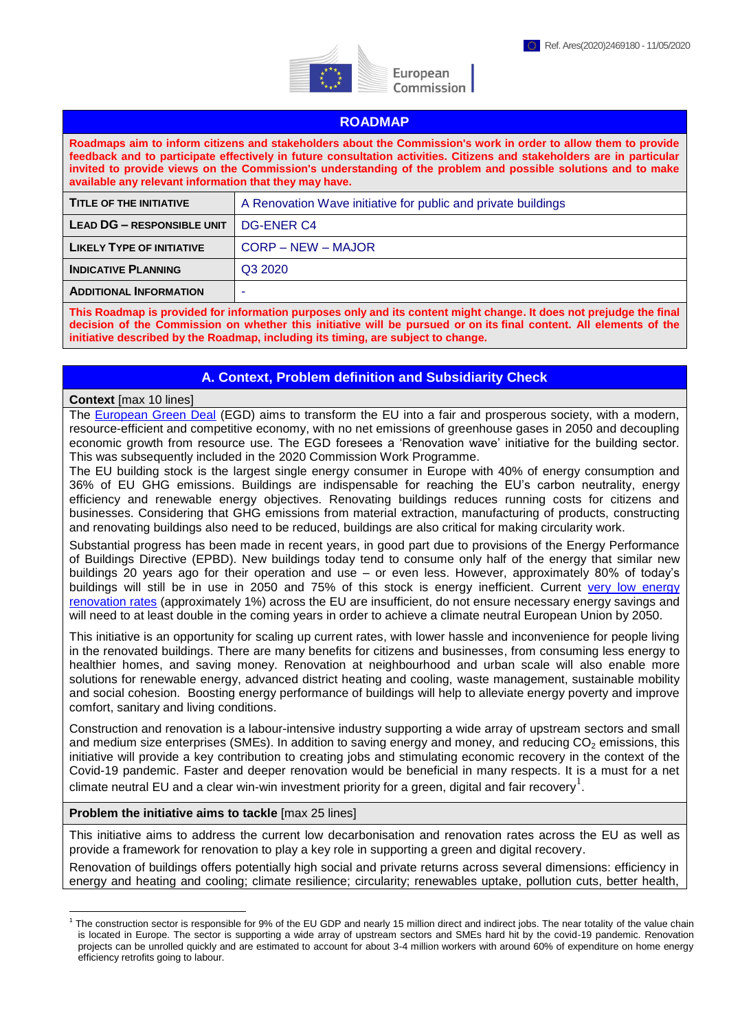Ref. Ares(2020)2469180 - 11/05/2020

European Commission

## ROADMAP

**Roadmaps aim to inform citizens and stakeholders about the Commission's work in order to allow them to provide feedback and to participate effectively in future consultation activities. Citizens and stakeholders are in particular invited to provide views on the Commission's understanding of the problem and possible solutions and to make available any relevant information that they may have.**

| | |
|---|---|
| **TITLE OF THE INITIATIVE** | A Renovation Wave initiative for public and private buildings |
| **LEAD DG – RESPONSIBLE UNIT** | DG-ENER C4 |
| **LIKELY TYPE OF INITIATIVE** | CORP – NEW – MAJOR |
| **INDICATIVE PLANNING** | Q3 2020 |
| **ADDITIONAL INFORMATION** | - |

**This Roadmap is provided for information purposes only and its content might change. It does not prejudge the final decision of the Commission on whether this initiative will be pursued or on its final content. All elements of the initiative described by the Roadmap, including its timing, are subject to change.**

## A. Context, Problem definition and Subsidiarity Check

**Context** [max 10 lines]

The European Green Deal (EGD) aims to transform the EU into a fair and prosperous society, with a modern, resource-efficient and competitive economy, with no net emissions of greenhouse gases in 2050 and decoupling economic growth from resource use. The EGD foresees a 'Renovation wave' initiative for the building sector. This was subsequently included in the 2020 Commission Work Programme.

The EU building stock is the largest single energy consumer in Europe with 40% of energy consumption and 36% of EU GHG emissions. Buildings are indispensable for reaching the EU's carbon neutrality, energy efficiency and renewable energy objectives. Renovating buildings reduces running costs for citizens and businesses. Considering that GHG emissions from material extraction, manufacturing of products, constructing and renovating buildings also need to be reduced, buildings are also critical for making circularity work.

Substantial progress has been made in recent years, in good part due to provisions of the Energy Performance of Buildings Directive (EPBD). New buildings today tend to consume only half of the energy that similar new buildings 20 years ago for their operation and use – or even less. However, approximately 80% of today's buildings will still be in use in 2050 and 75% of this stock is energy inefficient. Current very low energy renovation rates (approximately 1%) across the EU are insufficient, do not ensure necessary energy savings and will need to at least double in the coming years in order to achieve a climate neutral European Union by 2050.

This initiative is an opportunity for scaling up current rates, with lower hassle and inconvenience for people living in the renovated buildings. There are many benefits for citizens and businesses, from consuming less energy to healthier homes, and saving money. Renovation at neighbourhood and urban scale will also enable more solutions for renewable energy, advanced district heating and cooling, waste management, sustainable mobility and social cohesion. Boosting energy performance of buildings will help to alleviate energy poverty and improve comfort, sanitary and living conditions.

Construction and renovation is a labour-intensive industry supporting a wide array of upstream sectors and small and medium size enterprises (SMEs). In addition to saving energy and money, and reducing $CO_2$ emissions, this initiative will provide a key contribution to creating jobs and stimulating economic recovery in the context of the Covid-19 pandemic. Faster and deeper renovation would be beneficial in many respects. It is a must for a net climate neutral EU and a clear win-win investment priority for a green, digital and fair recovery[1].

**Problem the initiative aims to tackle** [max 25 lines]

This initiative aims to address the current low decarbonisation and renovation rates across the EU as well as provide a framework for renovation to play a key role in supporting a green and digital recovery.

Renovation of buildings offers potentially high social and private returns across several dimensions: efficiency in energy and heating and cooling; climate resilience; circularity; renewables uptake, pollution cuts, better health,

[1] The construction sector is responsible for 9% of the EU GDP and nearly 15 million direct and indirect jobs. The near totality of the value chain is located in Europe. The sector is supporting a wide array of upstream sectors and SMEs hard hit by the covid-19 pandemic. Renovation projects can be unrolled quickly and are estimated to account for about 3-4 million workers with around 60% of expenditure on home energy efficiency retrofits going to labour.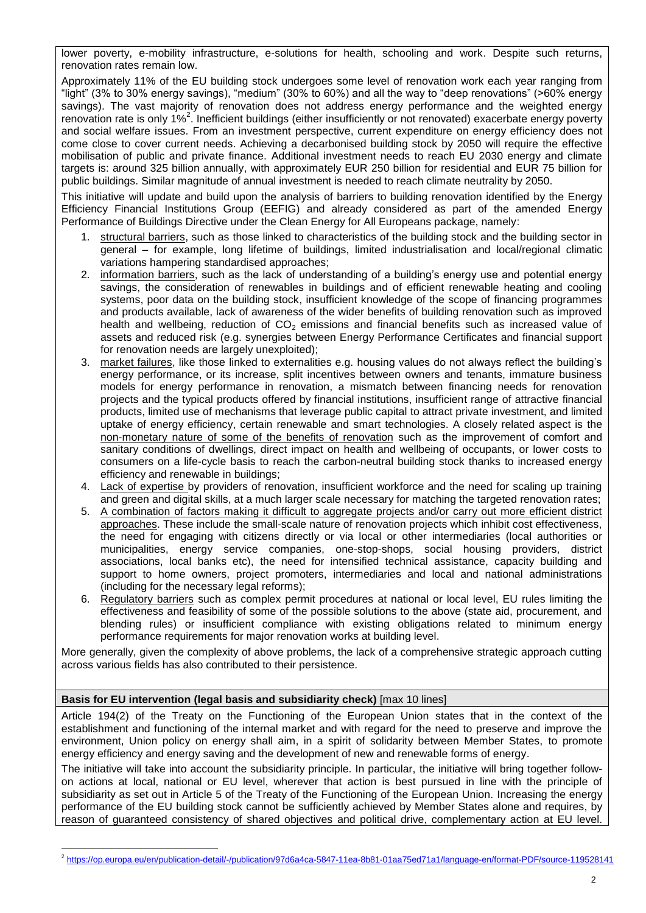lower poverty, e-mobility infrastructure, e-solutions for health, schooling and work. Despite such returns, renovation rates remain low.

Approximately 11% of the EU building stock undergoes some level of renovation work each year ranging from "light" (3% to 30% energy savings), "medium" (30% to 60%) and all the way to "deep renovations" (>60% energy savings). The vast majority of renovation does not address energy performance and the weighted energy renovation rate is only 1%[2]. Inefficient buildings (either insufficiently or not renovated) exacerbate energy poverty and social welfare issues. From an investment perspective, current expenditure on energy efficiency does not come close to cover current needs. Achieving a decarbonised building stock by 2050 will require the effective mobilisation of public and private finance. Additional investment needs to reach EU 2030 energy and climate targets is: around 325 billion annually, with approximately EUR 250 billion for residential and EUR 75 billion for public buildings. Similar magnitude of annual investment is needed to reach climate neutrality by 2050.

This initiative will update and build upon the analysis of barriers to building renovation identified by the Energy Efficiency Financial Institutions Group (EEFIG) and already considered as part of the amended Energy Performance of Buildings Directive under the Clean Energy for All Europeans package, namely:

1. structural barriers, such as those linked to characteristics of the building stock and the building sector in general – for example, long lifetime of buildings, limited industrialisation and local/regional climatic variations hampering standardised approaches;
2. information barriers, such as the lack of understanding of a building's energy use and potential energy savings, the consideration of renewables in buildings and of efficient renewable heating and cooling systems, poor data on the building stock, insufficient knowledge of the scope of financing programmes and products available, lack of awareness of the wider benefits of building renovation such as improved health and wellbeing, reduction of $CO_2$ emissions and financial benefits such as increased value of assets and reduced risk (e.g. synergies between Energy Performance Certificates and financial support for renovation needs are largely unexploited);
3. market failures, like those linked to externalities e.g. housing values do not always reflect the building's energy performance, or its increase, split incentives between owners and tenants, immature business models for energy performance in renovation, a mismatch between financing needs for renovation projects and the typical products offered by financial institutions, insufficient range of attractive financial products, limited use of mechanisms that leverage public capital to attract private investment, and limited uptake of energy efficiency, certain renewable and smart technologies. A closely related aspect is the non-monetary nature of some of the benefits of renovation such as the improvement of comfort and sanitary conditions of dwellings, direct impact on health and wellbeing of occupants, or lower costs to consumers on a life-cycle basis to reach the carbon-neutral building stock thanks to increased energy efficiency and renewable in buildings;
4. Lack of expertise by providers of renovation, insufficient workforce and the need for scaling up training and green and digital skills, at a much larger scale necessary for matching the targeted renovation rates;
5. A combination of factors making it difficult to aggregate projects and/or carry out more efficient district approaches. These include the small-scale nature of renovation projects which inhibit cost effectiveness, the need for engaging with citizens directly or via local or other intermediaries (local authorities or municipalities, energy service companies, one-stop-shops, social housing providers, district associations, local banks etc), the need for intensified technical assistance, capacity building and support to home owners, project promoters, intermediaries and local and national administrations (including for the necessary legal reforms);
6. Regulatory barriers such as complex permit procedures at national or local level, EU rules limiting the effectiveness and feasibility of some of the possible solutions to the above (state aid, procurement, and blending rules) or insufficient compliance with existing obligations related to minimum energy performance requirements for major renovation works at building level.

More generally, given the complexity of above problems, the lack of a comprehensive strategic approach cutting across various fields has also contributed to their persistence.

**Basis for EU intervention (legal basis and subsidiarity check)** [max 10 lines]

Article 194(2) of the Treaty on the Functioning of the European Union states that in the context of the establishment and functioning of the internal market and with regard for the need to preserve and improve the environment, Union policy on energy shall aim, in a spirit of solidarity between Member States, to promote energy efficiency and energy saving and the development of new and renewable forms of energy.

The initiative will take into account the subsidiarity principle. In particular, the initiative will bring together follow-on actions at local, national or EU level, wherever that action is best pursued in line with the principle of subsidiarity as set out in Article 5 of the Treaty of the Functioning of the European Union. Increasing the energy performance of the EU building stock cannot be sufficiently achieved by Member States alone and requires, by reason of guaranteed consistency of shared objectives and political drive, complementary action at EU level.

[2] https://op.europa.eu/en/publication-detail/-/publication/97d6a4ca-5847-11ea-8b81-01aa75ed71a1/language-en/format-PDF/source-119528141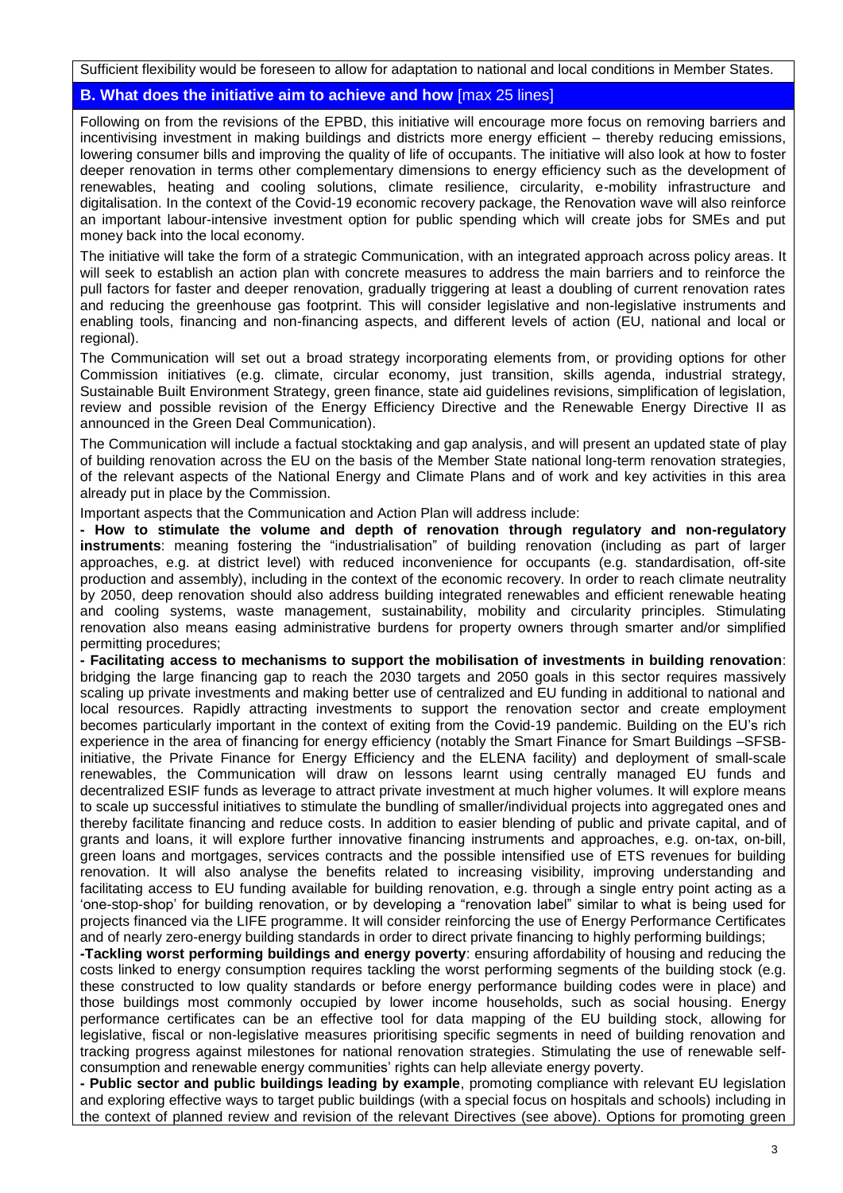Sufficient flexibility would be foreseen to allow for adaptation to national and local conditions in Member States.

## B. What does the initiative aim to achieve and how [max 25 lines]

Following on from the revisions of the EPBD, this initiative will encourage more focus on removing barriers and incentivising investment in making buildings and districts more energy efficient – thereby reducing emissions, lowering consumer bills and improving the quality of life of occupants. The initiative will also look at how to foster deeper renovation in terms other complementary dimensions to energy efficiency such as the development of renewables, heating and cooling solutions, climate resilience, circularity, e-mobility infrastructure and digitalisation. In the context of the Covid-19 economic recovery package, the Renovation wave will also reinforce an important labour-intensive investment option for public spending which will create jobs for SMEs and put money back into the local economy.

The initiative will take the form of a strategic Communication, with an integrated approach across policy areas. It will seek to establish an action plan with concrete measures to address the main barriers and to reinforce the pull factors for faster and deeper renovation, gradually triggering at least a doubling of current renovation rates and reducing the greenhouse gas footprint. This will consider legislative and non-legislative instruments and enabling tools, financing and non-financing aspects, and different levels of action (EU, national and local or regional).

The Communication will set out a broad strategy incorporating elements from, or providing options for other Commission initiatives (e.g. climate, circular economy, just transition, skills agenda, industrial strategy, Sustainable Built Environment Strategy, green finance, state aid guidelines revisions, simplification of legislation, review and possible revision of the Energy Efficiency Directive and the Renewable Energy Directive II as announced in the Green Deal Communication).

The Communication will include a factual stocktaking and gap analysis, and will present an updated state of play of building renovation across the EU on the basis of the Member State national long-term renovation strategies, of the relevant aspects of the National Energy and Climate Plans and of work and key activities in this area already put in place by the Commission.

Important aspects that the Communication and Action Plan will address include:

**- How to stimulate the volume and depth of renovation through regulatory and non-regulatory instruments**: meaning fostering the "industrialisation" of building renovation (including as part of larger approaches, e.g. at district level) with reduced inconvenience for occupants (e.g. standardisation, off-site production and assembly), including in the context of the economic recovery. In order to reach climate neutrality by 2050, deep renovation should also address building integrated renewables and efficient renewable heating and cooling systems, waste management, sustainability, mobility and circularity principles. Stimulating renovation also means easing administrative burdens for property owners through smarter and/or simplified permitting procedures;

**- Facilitating access to mechanisms to support the mobilisation of investments in building renovation**: bridging the large financing gap to reach the 2030 targets and 2050 goals in this sector requires massively scaling up private investments and making better use of centralized and EU funding in additional to national and local resources. Rapidly attracting investments to support the renovation sector and create employment becomes particularly important in the context of exiting from the Covid-19 pandemic. Building on the EU's rich experience in the area of financing for energy efficiency (notably the Smart Finance for Smart Buildings –SFSB- initiative, the Private Finance for Energy Efficiency and the ELENA facility) and deployment of small-scale renewables, the Communication will draw on lessons learnt using centrally managed EU funds and decentralized ESIF funds as leverage to attract private investment at much higher volumes. It will explore means to scale up successful initiatives to stimulate the bundling of smaller/individual projects into aggregated ones and thereby facilitate financing and reduce costs. In addition to easier blending of public and private capital, and of grants and loans, it will explore further innovative financing instruments and approaches, e.g. on-tax, on-bill, green loans and mortgages, services contracts and the possible intensified use of ETS revenues for building renovation. It will also analyse the benefits related to increasing visibility, improving understanding and facilitating access to EU funding available for building renovation, e.g. through a single entry point acting as a 'one-stop-shop' for building renovation, or by developing a "renovation label" similar to what is being used for projects financed via the LIFE programme. It will consider reinforcing the use of Energy Performance Certificates and of nearly zero-energy building standards in order to direct private financing to highly performing buildings;

**-Tackling worst performing buildings and energy poverty**: ensuring affordability of housing and reducing the costs linked to energy consumption requires tackling the worst performing segments of the building stock (e.g. these constructed to low quality standards or before energy performance building codes were in place) and those buildings most commonly occupied by lower income households, such as social housing. Energy performance certificates can be an effective tool for data mapping of the EU building stock, allowing for legislative, fiscal or non-legislative measures prioritising specific segments in need of building renovation and tracking progress against milestones for national renovation strategies. Stimulating the use of renewable self-consumption and renewable energy communities' rights can help alleviate energy poverty.

**- Public sector and public buildings leading by example**, promoting compliance with relevant EU legislation and exploring effective ways to target public buildings (with a special focus on hospitals and schools) including in the context of planned review and revision of the relevant Directives (see above). Options for promoting green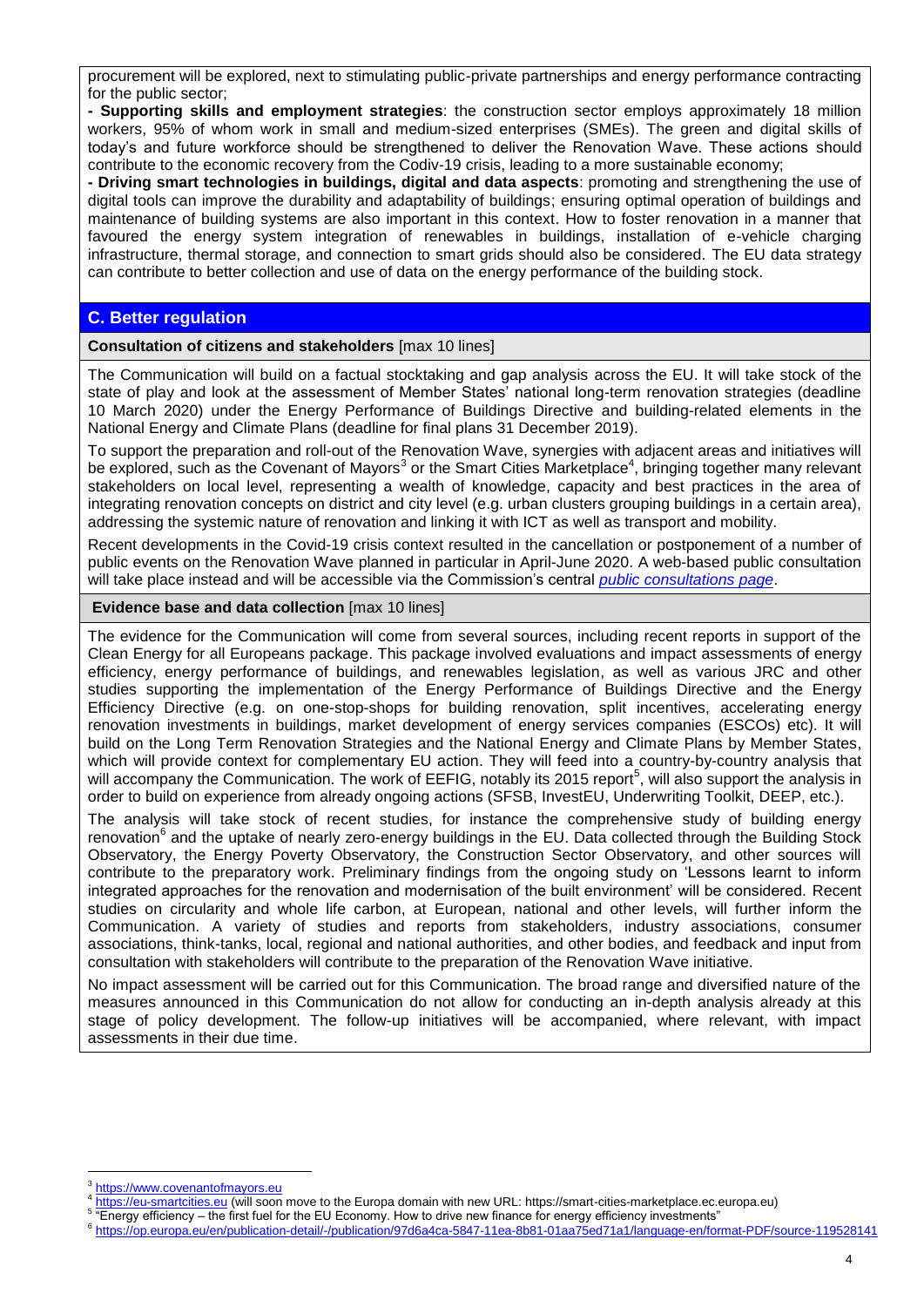procurement will be explored, next to stimulating public-private partnerships and energy performance contracting for the public sector;

**- Supporting skills and employment strategies**: the construction sector employs approximately 18 million workers, 95% of whom work in small and medium-sized enterprises (SMEs). The green and digital skills of today's and future workforce should be strengthened to deliver the Renovation Wave. These actions should contribute to the economic recovery from the Codiv-19 crisis, leading to a more sustainable economy;

**- Driving smart technologies in buildings, digital and data aspects**: promoting and strengthening the use of digital tools can improve the durability and adaptability of buildings; ensuring optimal operation of buildings and maintenance of building systems are also important in this context. How to foster renovation in a manner that favoured the energy system integration of renewables in buildings, installation of e-vehicle charging infrastructure, thermal storage, and connection to smart grids should also be considered. The EU data strategy can contribute to better collection and use of data on the energy performance of the building stock.

## C. Better regulation

**Consultation of citizens and stakeholders** [max 10 lines]

The Communication will build on a factual stocktaking and gap analysis across the EU. It will take stock of the state of play and look at the assessment of Member States' national long-term renovation strategies (deadline 10 March 2020) under the Energy Performance of Buildings Directive and building-related elements in the National Energy and Climate Plans (deadline for final plans 31 December 2019).

To support the preparation and roll-out of the Renovation Wave, synergies with adjacent areas and initiatives will be explored, such as the Covenant of Mayors[3] or the Smart Cities Marketplace[4], bringing together many relevant stakeholders on local level, representing a wealth of knowledge, capacity and best practices in the area of integrating renovation concepts on district and city level (e.g. urban clusters grouping buildings in a certain area), addressing the systemic nature of renovation and linking it with ICT as well as transport and mobility.

Recent developments in the Covid-19 crisis context resulted in the cancellation or postponement of a number of public events on the Renovation Wave planned in particular in April-June 2020. A web-based public consultation will take place instead and will be accessible via the Commission's central *public consultations page*.

**Evidence base and data collection** [max 10 lines]

The evidence for the Communication will come from several sources, including recent reports in support of the Clean Energy for all Europeans package. This package involved evaluations and impact assessments of energy efficiency, energy performance of buildings, and renewables legislation, as well as various JRC and other studies supporting the implementation of the Energy Performance of Buildings Directive and the Energy Efficiency Directive (e.g. on one-stop-shops for building renovation, split incentives, accelerating energy renovation investments in buildings, market development of energy services companies (ESCOs) etc). It will build on the Long Term Renovation Strategies and the National Energy and Climate Plans by Member States, which will provide context for complementary EU action. They will feed into a country-by-country analysis that will accompany the Communication. The work of EEFIG, notably its 2015 report[5], will also support the analysis in order to build on experience from already ongoing actions (SFSB, InvestEU, Underwriting Toolkit, DEEP, etc.).

The analysis will take stock of recent studies, for instance the comprehensive study of building energy renovation[6] and the uptake of nearly zero-energy buildings in the EU. Data collected through the Building Stock Observatory, the Energy Poverty Observatory, the Construction Sector Observatory, and other sources will contribute to the preparatory work. Preliminary findings from the ongoing study on 'Lessons learnt to inform integrated approaches for the renovation and modernisation of the built environment' will be considered. Recent studies on circularity and whole life carbon, at European, national and other levels, will further inform the Communication. A variety of studies and reports from stakeholders, industry associations, consumer associations, think-tanks, local, regional and national authorities, and other bodies, and feedback and input from consultation with stakeholders will contribute to the preparation of the Renovation Wave initiative.

No impact assessment will be carried out for this Communication. The broad range and diversified nature of the measures announced in this Communication do not allow for conducting an in-depth analysis already at this stage of policy development. The follow-up initiatives will be accompanied, where relevant, with impact assessments in their due time.

---

[3] https://www.covenantofmayors.eu

[4] https://eu-smartcities.eu (will soon move to the Europa domain with new URL: https://smart-cities-marketplace.ec.europa.eu)

[5] "Energy efficiency – the first fuel for the EU Economy. How to drive new finance for energy efficiency investments"

[6] https://op.europa.eu/en/publication-detail/-/publication/97d6a4ca-5847-11ea-8b81-01aa75ed71a1/language-en/format-PDF/source-119528141